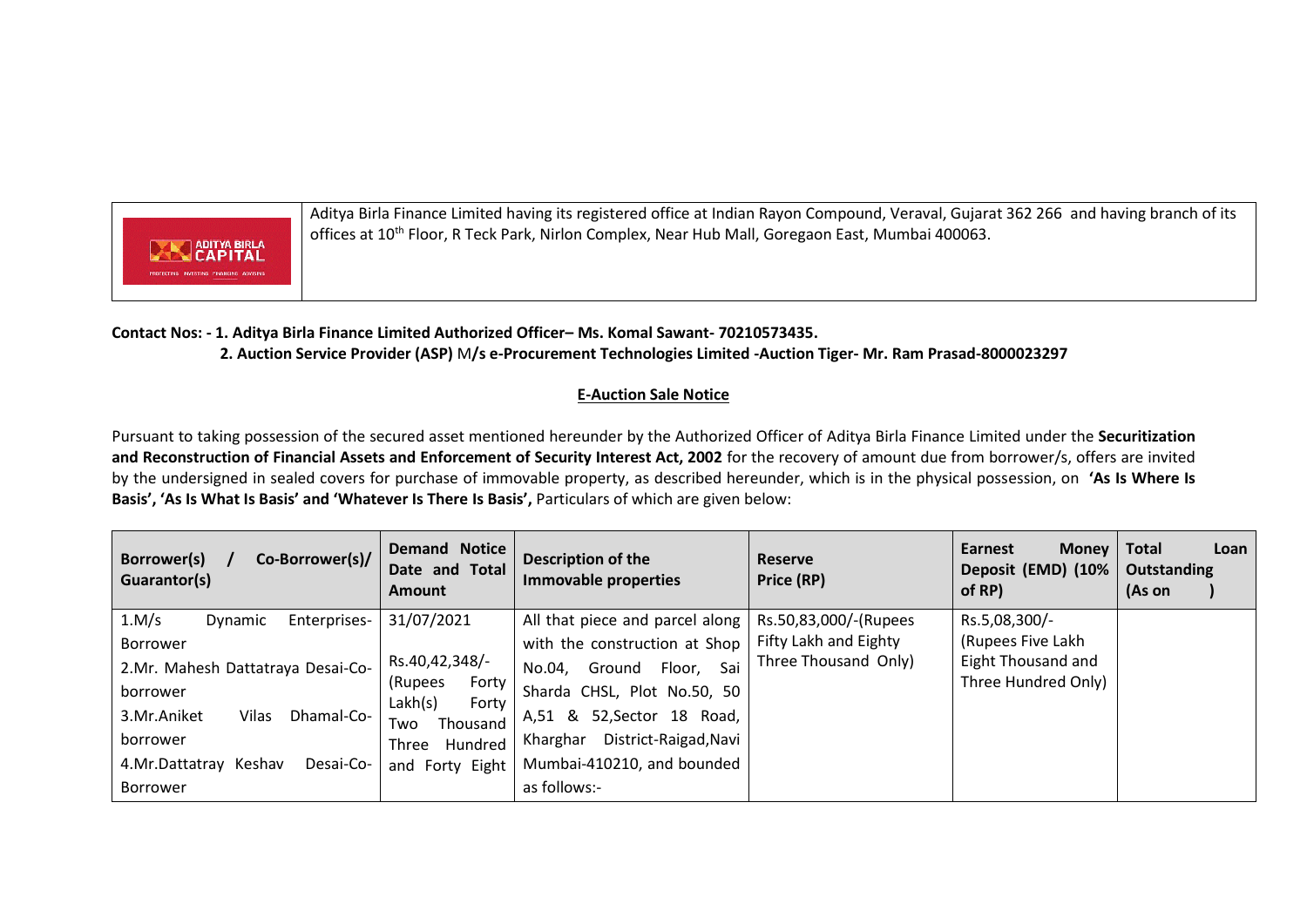| ADITYA BIRLA CAPITAL | Aditya Birla Finance Limited having its registered office at Indian Rayon Compound, Veraval, Gujarat 362 266 and having branch of its offices at 10th Floor, R Teck Park, Nirlon Complex, Near Hub Mall, Goregaon East, Mumbai 400063. |
|---|---|

**Contact Nos: - 1. Aditya Birla Finance Limited Authorized Officer– Ms. Komal Sawant- 70210573435.**

**2. Auction Service Provider (ASP)** M**/s e-Procurement Technologies Limited -Auction Tiger- Mr. Ram Prasad-8000023297**

## E-Auction Sale Notice

Pursuant to taking possession of the secured asset mentioned hereunder by the Authorized Officer of Aditya Birla Finance Limited under the **Securitization and Reconstruction of Financial Assets and Enforcement of Security Interest Act, 2002** for the recovery of amount due from borrower/s, offers are invited by the undersigned in sealed covers for purchase of immovable property, as described hereunder, which is in the physical possession, on **'As Is Where Is Basis', 'As Is What Is Basis' and 'Whatever Is There Is Basis',** Particulars of which are given below:

| Borrower(s) / Co-Borrower(s)/ Guarantor(s) | Demand Notice Date and Total Amount | Description of the Immovable properties | Reserve Price (RP) | Earnest Money Deposit (EMD) (10% of RP) | Total Loan Outstanding (As on ) |
|---|---|---|---|---|---|
| 1.M/s Dynamic Enterprises-Borrower<br>2.Mr. Mahesh Dattatraya Desai-Co-borrower<br>3.Mr.Aniket Vilas Dhamal-Co-borrower<br>4.Mr.Dattatray Keshav Desai-Co-Borrower | 31/07/2021<br><br>Rs.40,42,348/-<br>(Rupees Forty Lakh(s) Forty Two Thousand Three Hundred and Forty Eight | All that piece and parcel along with the construction at Shop No.04, Ground Floor, Sai Sharda CHSL, Plot No.50, 50 A,51 & 52,Sector 18 Road, Kharghar District-Raigad,Navi Mumbai-410210, and bounded as follows:- | Rs.50,83,000/-(Rupees Fifty Lakh and Eighty Three Thousand Only) | Rs.5,08,300/-<br>(Rupees Five Lakh Eight Thousand and Three Hundred Only) | |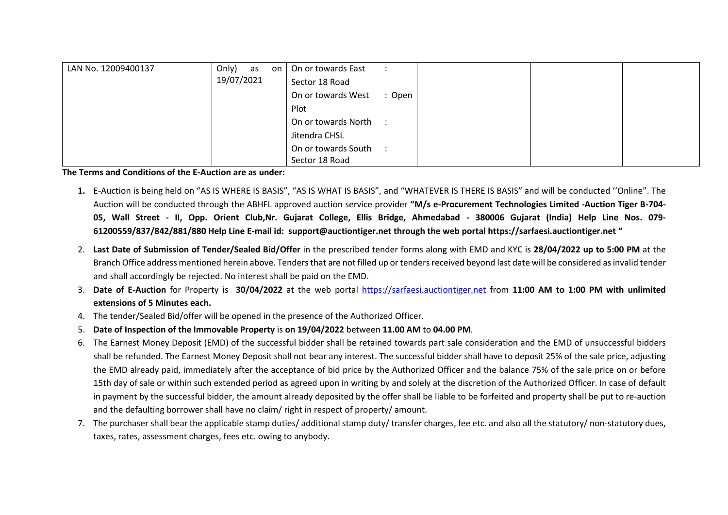| | | | | | |
|---|---|---|---|---|---|
| LAN No. 12009400137 | Only) as on 19/07/2021 | On or towards East : Sector 18 Road<br>On or towards West : Open Plot<br>On or towards North : Jitendra CHSL<br>On or towards South : Sector 18 Road | | | |

**The Terms and Conditions of the E-Auction are as under:**

1. E-Auction is being held on "AS IS WHERE IS BASIS", "AS IS WHAT IS BASIS", and "WHATEVER IS THERE IS BASIS" and will be conducted ''Online". The Auction will be conducted through the ABHFL approved auction service provider **"M/s e-Procurement Technologies Limited -Auction Tiger B-704-05, Wall Street - II, Opp. Orient Club,Nr. Gujarat College, Ellis Bridge, Ahmedabad - 380006 Gujarat (India) Help Line Nos. 079-61200559/837/842/881/880 Help Line E-mail id: support@auctiontiger.net through the web portal https://sarfaesi.auctiontiger.net "**
2. **Last Date of Submission of Tender/Sealed Bid/Offer** in the prescribed tender forms along with EMD and KYC is **28/04/2022 up to 5:00 PM** at the Branch Office address mentioned herein above. Tenders that are not filled up or tenders received beyond last date will be considered as invalid tender and shall accordingly be rejected. No interest shall be paid on the EMD.
3. **Date of E-Auction** for Property is **30/04/2022** at the web portal https://sarfaesi.auctiontiger.net from **11:00 AM to 1:00 PM with unlimited extensions of 5 Minutes each.**
4. The tender/Sealed Bid/offer will be opened in the presence of the Authorized Officer.
5. **Date of Inspection of the Immovable Property** is **on 19/04/2022** between **11.00 AM** to **04.00 PM**.
6. The Earnest Money Deposit (EMD) of the successful bidder shall be retained towards part sale consideration and the EMD of unsuccessful bidders shall be refunded. The Earnest Money Deposit shall not bear any interest. The successful bidder shall have to deposit 25% of the sale price, adjusting the EMD already paid, immediately after the acceptance of bid price by the Authorized Officer and the balance 75% of the sale price on or before 15th day of sale or within such extended period as agreed upon in writing by and solely at the discretion of the Authorized Officer. In case of default in payment by the successful bidder, the amount already deposited by the offer shall be liable to be forfeited and property shall be put to re-auction and the defaulting borrower shall have no claim/ right in respect of property/ amount.
7. The purchaser shall bear the applicable stamp duties/ additional stamp duty/ transfer charges, fee etc. and also all the statutory/ non-statutory dues, taxes, rates, assessment charges, fees etc. owing to anybody.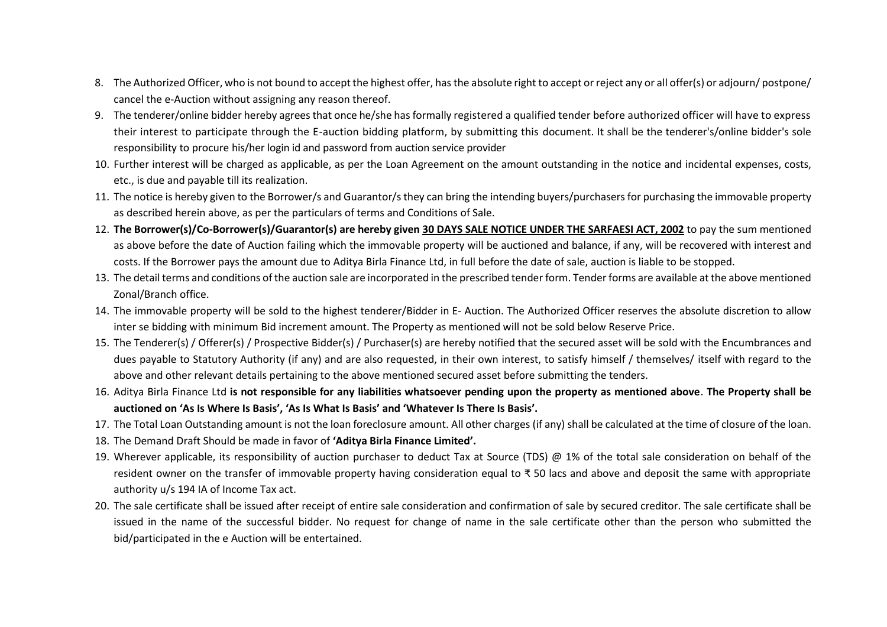8. The Authorized Officer, who is not bound to accept the highest offer, has the absolute right to accept or reject any or all offer(s) or adjourn/ postpone/ cancel the e-Auction without assigning any reason thereof.
9. The tenderer/online bidder hereby agrees that once he/she has formally registered a qualified tender before authorized officer will have to express their interest to participate through the E-auction bidding platform, by submitting this document. It shall be the tenderer's/online bidder's sole responsibility to procure his/her login id and password from auction service provider
10. Further interest will be charged as applicable, as per the Loan Agreement on the amount outstanding in the notice and incidental expenses, costs, etc., is due and payable till its realization.
11. The notice is hereby given to the Borrower/s and Guarantor/s they can bring the intending buyers/purchasers for purchasing the immovable property as described herein above, as per the particulars of terms and Conditions of Sale.
12. **The Borrower(s)/Co-Borrower(s)/Guarantor(s) are hereby given <u>30 DAYS SALE NOTICE UNDER THE SARFAESI ACT, 2002</u>** to pay the sum mentioned as above before the date of Auction failing which the immovable property will be auctioned and balance, if any, will be recovered with interest and costs. If the Borrower pays the amount due to Aditya Birla Finance Ltd, in full before the date of sale, auction is liable to be stopped.
13. The detail terms and conditions of the auction sale are incorporated in the prescribed tender form. Tender forms are available at the above mentioned Zonal/Branch office.
14. The immovable property will be sold to the highest tenderer/Bidder in E- Auction. The Authorized Officer reserves the absolute discretion to allow inter se bidding with minimum Bid increment amount. The Property as mentioned will not be sold below Reserve Price.
15. The Tenderer(s) / Offerer(s) / Prospective Bidder(s) / Purchaser(s) are hereby notified that the secured asset will be sold with the Encumbrances and dues payable to Statutory Authority (if any) and are also requested, in their own interest, to satisfy himself / themselves/ itself with regard to the above and other relevant details pertaining to the above mentioned secured asset before submitting the tenders.
16. Aditya Birla Finance Ltd **is not responsible for any liabilities whatsoever pending upon the property as mentioned above**. **The Property shall be auctioned on 'As Is Where Is Basis', 'As Is What Is Basis' and 'Whatever Is There Is Basis'.**
17. The Total Loan Outstanding amount is not the loan foreclosure amount. All other charges (if any) shall be calculated at the time of closure of the loan.
18. The Demand Draft Should be made in favor of **'Aditya Birla Finance Limited'.**
19. Wherever applicable, its responsibility of auction purchaser to deduct Tax at Source (TDS) @ 1% of the total sale consideration on behalf of the resident owner on the transfer of immovable property having consideration equal to ₹ 50 lacs and above and deposit the same with appropriate authority u/s 194 IA of Income Tax act.
20. The sale certificate shall be issued after receipt of entire sale consideration and confirmation of sale by secured creditor. The sale certificate shall be issued in the name of the successful bidder. No request for change of name in the sale certificate other than the person who submitted the bid/participated in the e Auction will be entertained.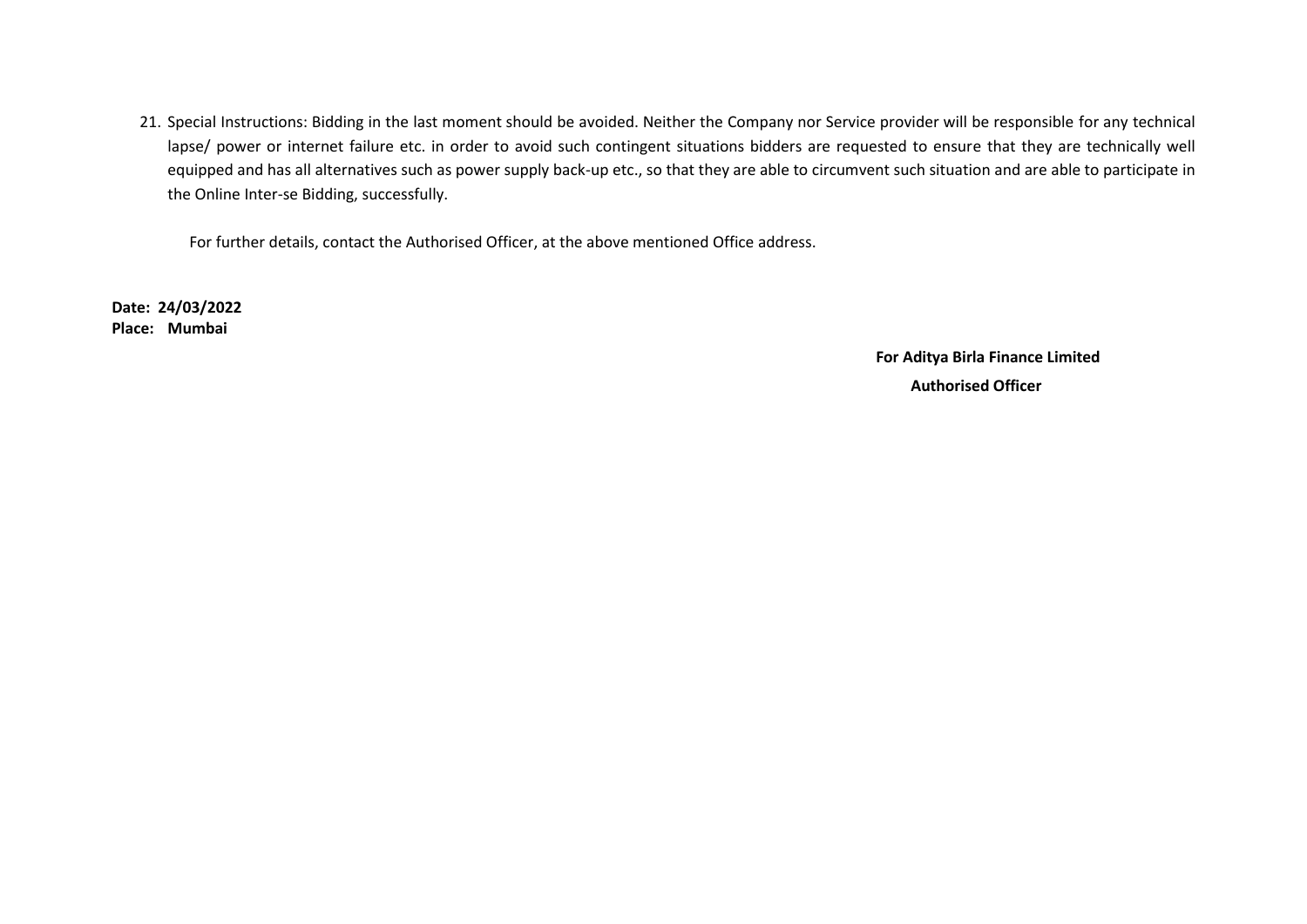21. Special Instructions: Bidding in the last moment should be avoided. Neither the Company nor Service provider will be responsible for any technical lapse/ power or internet failure etc. in order to avoid such contingent situations bidders are requested to ensure that they are technically well equipped and has all alternatives such as power supply back-up etc., so that they are able to circumvent such situation and are able to participate in the Online Inter-se Bidding, successfully.

For further details, contact the Authorised Officer, at the above mentioned Office address.

**Date: 24/03/2022**
**Place: Mumbai**

**For Aditya Birla Finance Limited**
**Authorised Officer**